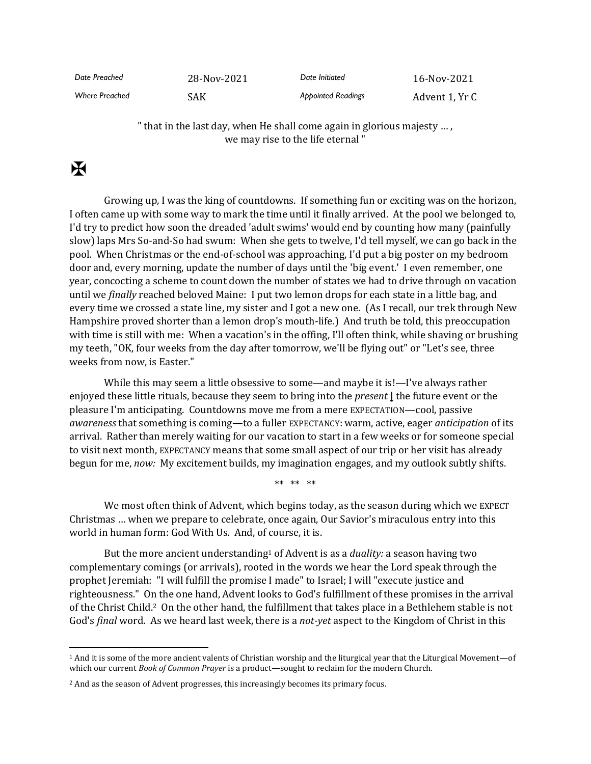| Date Preached | 28-Nov-2021 | Date Initiated | 16-Nov-2021 |
|---|---|---|---|
| Where Preached | SAK | Appointed Readings | Advent 1, Yr C |

" that in the last day, when He shall come again in glorious majesty … ,
we may rise to the life eternal "

✠

Growing up, I was the king of countdowns. If something fun or exciting was on the horizon, I often came up with some way to mark the time until it finally arrived. At the pool we belonged to, I'd try to predict how soon the dreaded 'adult swims' would end by counting how many (painfully slow) laps Mrs So-and-So had swum: When she gets to twelve, I'd tell myself, we can go back in the pool. When Christmas or the end-of-school was approaching, I'd put a big poster on my bedroom door and, every morning, update the number of days until the 'big event.' I even remember, one year, concocting a scheme to count down the number of states we had to drive through on vacation until we *finally* reached beloved Maine: I put two lemon drops for each state in a little bag, and every time we crossed a state line, my sister and I got a new one. (As I recall, our trek through New Hampshire proved shorter than a lemon drop's mouth-life.) And truth be told, this preoccupation with time is still with me: When a vacation's in the offing, I'll often think, while shaving or brushing my teeth, "OK, four weeks from the day after tomorrow, we'll be flying out" or "Let's see, three weeks from now, is Easter."

While this may seem a little obsessive to some—and maybe it is!—I've always rather enjoyed these little rituals, because they seem to bring into the *present* | the future event or the pleasure I'm anticipating. Countdowns move me from a mere EXPECTATION—cool, passive *awareness* that something is coming—to a fuller EXPECTANCY: warm, active, eager *anticipation* of its arrival. Rather than merely waiting for our vacation to start in a few weeks or for someone special to visit next month, EXPECTANCY means that some small aspect of our trip or her visit has already begun for me, *now:* My excitement builds, my imagination engages, and my outlook subtly shifts.

** ** **

We most often think of Advent, which begins today, as the season during which we EXPECT Christmas … when we prepare to celebrate, once again, Our Savior's miraculous entry into this world in human form: God With Us. And, of course, it is.

But the more ancient understanding[1] of Advent is as a *duality:* a season having two complementary comings (or arrivals), rooted in the words we hear the Lord speak through the prophet Jeremiah: "I will fulfill the promise I made" to Israel; I will "execute justice and righteousness." On the one hand, Advent looks to God's fulfillment of these promises in the arrival of the Christ Child.[2] On the other hand, the fulfillment that takes place in a Bethlehem stable is not God's *final* word. As we heard last week, there is a *not-yet* aspect to the Kingdom of Christ in this

---

[1] And it is some of the more ancient valents of Christian worship and the liturgical year that the Liturgical Movement—of which our current *Book of Common Prayer* is a product—sought to reclaim for the modern Church.

[2] And as the season of Advent progresses, this increasingly becomes its primary focus.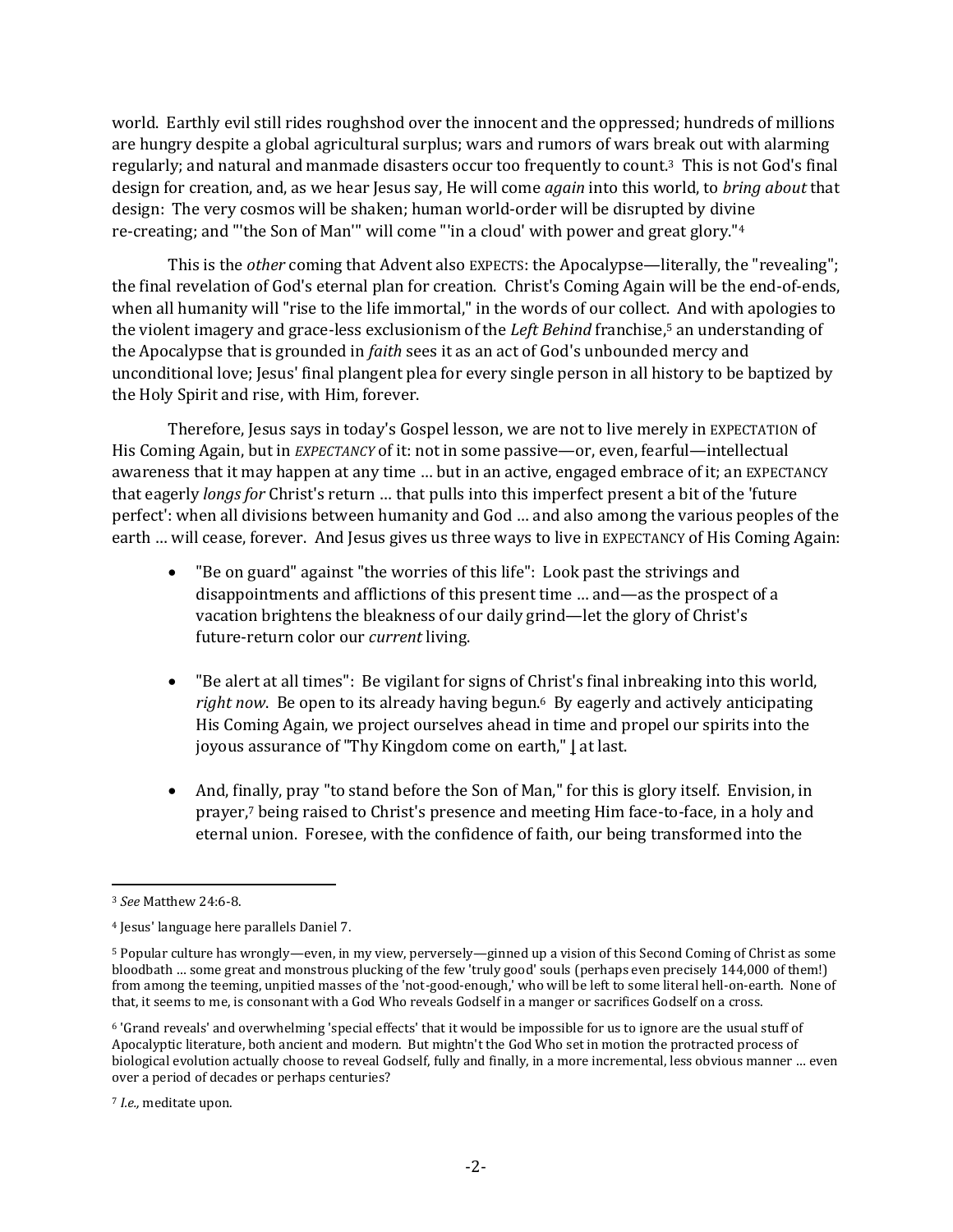world. Earthly evil still rides roughshod over the innocent and the oppressed; hundreds of millions are hungry despite a global agricultural surplus; wars and rumors of wars break out with alarming regularly; and natural and manmade disasters occur too frequently to count.[3] This is not God's final design for creation, and, as we hear Jesus say, He will come *again* into this world, to *bring about* that design: The very cosmos will be shaken; human world-order will be disrupted by divine re-creating; and "'the Son of Man'" will come "'in a cloud' with power and great glory."[4]

This is the *other* coming that Advent also EXPECTS: the Apocalypse—literally, the "revealing"; the final revelation of God's eternal plan for creation. Christ's Coming Again will be the end-of-ends, when all humanity will "rise to the life immortal," in the words of our collect. And with apologies to the violent imagery and grace-less exclusionism of the *Left Behind* franchise,[5] an understanding of the Apocalypse that is grounded in *faith* sees it as an act of God's unbounded mercy and unconditional love; Jesus' final plangent plea for every single person in all history to be baptized by the Holy Spirit and rise, with Him, forever.

Therefore, Jesus says in today's Gospel lesson, we are not to live merely in EXPECTATION of His Coming Again, but in *EXPECTANCY* of it: not in some passive—or, even, fearful—intellectual awareness that it may happen at any time … but in an active, engaged embrace of it; an EXPECTANCY that eagerly *longs for* Christ's return … that pulls into this imperfect present a bit of the 'future perfect': when all divisions between humanity and God … and also among the various peoples of the earth … will cease, forever. And Jesus gives us three ways to live in EXPECTANCY of His Coming Again:

- "Be on guard" against "the worries of this life": Look past the strivings and disappointments and afflictions of this present time … and—as the prospect of a vacation brightens the bleakness of our daily grind—let the glory of Christ's future-return color our *current* living.

- "Be alert at all times": Be vigilant for signs of Christ's final inbreaking into this world, *right now*. Be open to its already having begun.[6] By eagerly and actively anticipating His Coming Again, we project ourselves ahead in time and propel our spirits into the joyous assurance of "Thy Kingdom come on earth," | at last.

- And, finally, pray "to stand before the Son of Man," for this is glory itself. Envision, in prayer,[7] being raised to Christ's presence and meeting Him face-to-face, in a holy and eternal union. Foresee, with the confidence of faith, our being transformed into the

---

[3] *See* Matthew 24:6-8.

[4] Jesus' language here parallels Daniel 7.

[5] Popular culture has wrongly—even, in my view, perversely—ginned up a vision of this Second Coming of Christ as some bloodbath … some great and monstrous plucking of the few 'truly good' souls (perhaps even precisely 144,000 of them!) from among the teeming, unpitied masses of the 'not-good-enough,' who will be left to some literal hell-on-earth. None of that, it seems to me, is consonant with a God Who reveals Godself in a manger or sacrifices Godself on a cross.

[6] 'Grand reveals' and overwhelming 'special effects' that it would be impossible for us to ignore are the usual stuff of Apocalyptic literature, both ancient and modern. But mightn't the God Who set in motion the protracted process of biological evolution actually choose to reveal Godself, fully and finally, in a more incremental, less obvious manner … even over a period of decades or perhaps centuries?

[7] *I.e.,* meditate upon.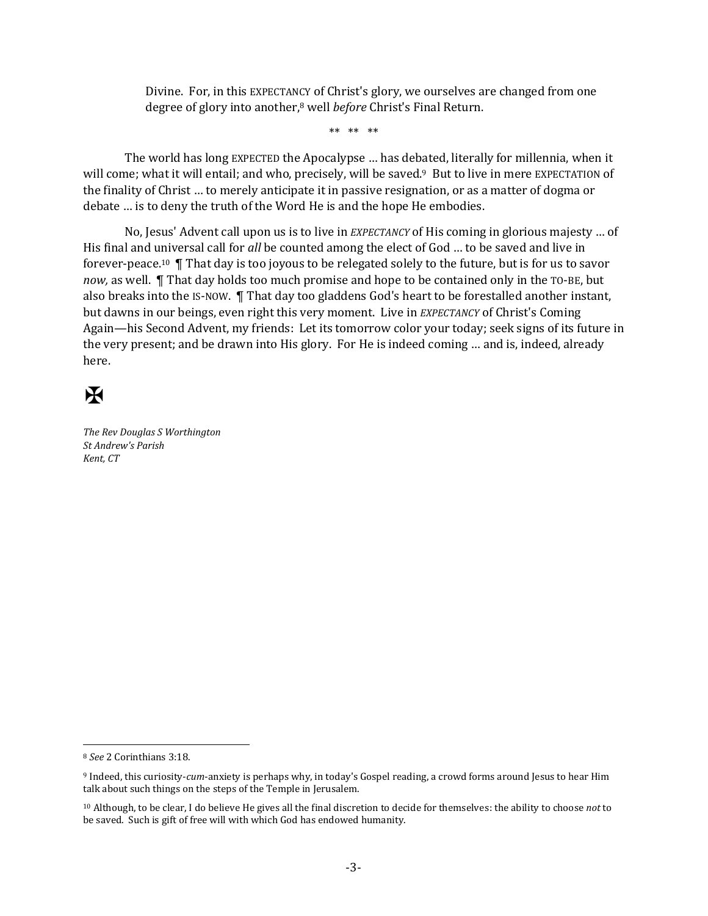> Divine. For, in this EXPECTANCY of Christ's glory, we ourselves are changed from one degree of glory into another,[8] well *before* Christ's Final Return.

** ** **

The world has long EXPECTED the Apocalypse … has debated, literally for millennia, when it will come; what it will entail; and who, precisely, will be saved.[9] But to live in mere EXPECTATION of the finality of Christ … to merely anticipate it in passive resignation, or as a matter of dogma or debate … is to deny the truth of the Word He is and the hope He embodies.

No, Jesus' Advent call upon us is to live in *EXPECTANCY* of His coming in glorious majesty … of His final and universal call for *all* be counted among the elect of God … to be saved and live in forever-peace.[10] ¶ That day is too joyous to be relegated solely to the future, but is for us to savor *now,* as well. ¶ That day holds too much promise and hope to be contained only in the TO-BE, but also breaks into the IS-NOW. ¶ That day too gladdens God's heart to be forestalled another instant, but dawns in our beings, even right this very moment. Live in *EXPECTANCY* of Christ's Coming Again—his Second Advent, my friends: Let its tomorrow color your today; seek signs of its future in the very present; and be drawn into His glory. For He is indeed coming … and is, indeed, already here.

✠

*The Rev Douglas S Worthington*
*St Andrew's Parish*
*Kent, CT*

---

[8] *See* 2 Corinthians 3:18.

[9] Indeed, this curiosity-*cum*-anxiety is perhaps why, in today's Gospel reading, a crowd forms around Jesus to hear Him talk about such things on the steps of the Temple in Jerusalem.

[10] Although, to be clear, I do believe He gives all the final discretion to decide for themselves: the ability to choose *not* to be saved. Such is gift of free will with which God has endowed humanity.